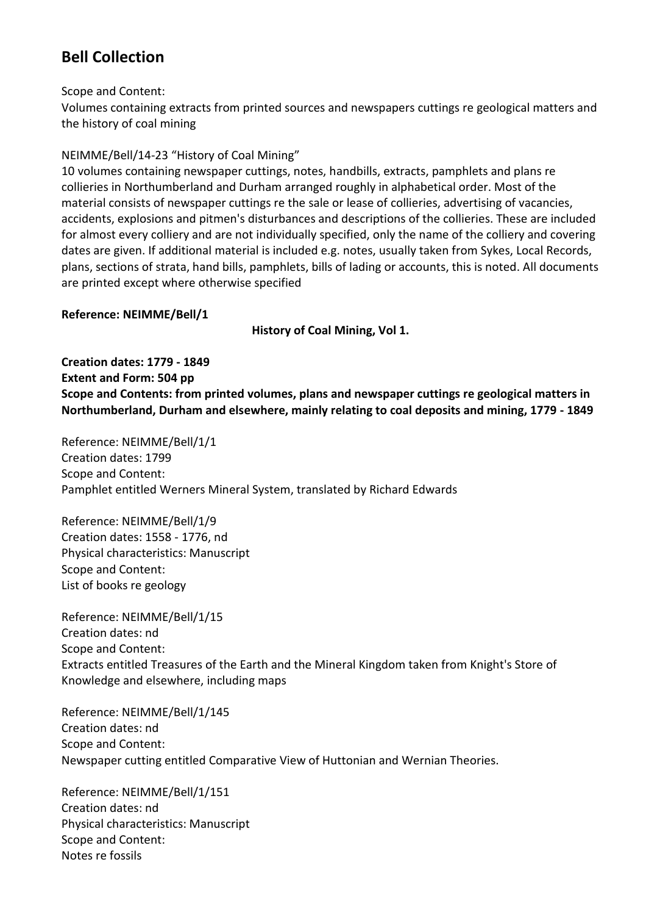# Bell Collection

Scope and Content:
Volumes containing extracts from printed sources and newspapers cuttings re geological matters and the history of coal mining

NEIMME/Bell/14-23 "History of Coal Mining"
10 volumes containing newspaper cuttings, notes, handbills, extracts, pamphlets and plans re collieries in Northumberland and Durham arranged roughly in alphabetical order. Most of the material consists of newspaper cuttings re the sale or lease of collieries, advertising of vacancies, accidents, explosions and pitmen's disturbances and descriptions of the collieries. These are included for almost every colliery and are not individually specified, only the name of the colliery and covering dates are given. If additional material is included e.g. notes, usually taken from Sykes, Local Records, plans, sections of strata, hand bills, pamphlets, bills of lading or accounts, this is noted. All documents are printed except where otherwise specified

**Reference: NEIMME/Bell/1**

**History of Coal Mining, Vol 1.**

**Creation dates: 1779 - 1849**
**Extent and Form: 504 pp**
**Scope and Contents: from printed volumes, plans and newspaper cuttings re geological matters in Northumberland, Durham and elsewhere, mainly relating to coal deposits and mining, 1779 - 1849**

Reference: NEIMME/Bell/1/1
Creation dates: 1799
Scope and Content:
Pamphlet entitled Werners Mineral System, translated by Richard Edwards

Reference: NEIMME/Bell/1/9
Creation dates: 1558 - 1776, nd
Physical characteristics: Manuscript
Scope and Content:
List of books re geology

Reference: NEIMME/Bell/1/15
Creation dates: nd
Scope and Content:
Extracts entitled Treasures of the Earth and the Mineral Kingdom taken from Knight's Store of Knowledge and elsewhere, including maps

Reference: NEIMME/Bell/1/145
Creation dates: nd
Scope and Content:
Newspaper cutting entitled Comparative View of Huttonian and Wernian Theories.

Reference: NEIMME/Bell/1/151
Creation dates: nd
Physical characteristics: Manuscript
Scope and Content:
Notes re fossils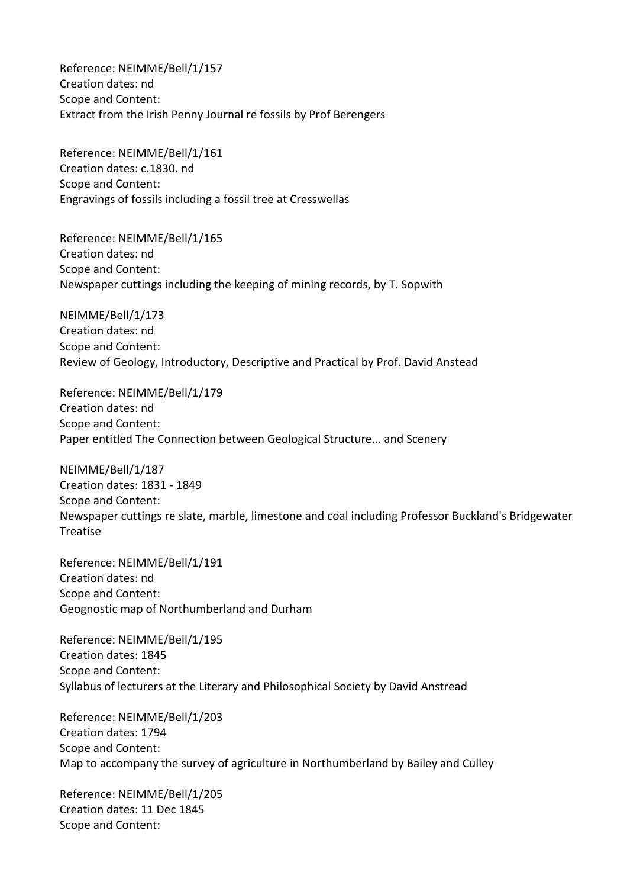Reference: NEIMME/Bell/1/157
Creation dates: nd
Scope and Content:
Extract from the Irish Penny Journal re fossils by Prof Berengers

Reference: NEIMME/Bell/1/161
Creation dates: c.1830. nd
Scope and Content:
Engravings of fossils including a fossil tree at Cresswellas

Reference: NEIMME/Bell/1/165
Creation dates: nd
Scope and Content:
Newspaper cuttings including the keeping of mining records, by T. Sopwith

NEIMME/Bell/1/173
Creation dates: nd
Scope and Content:
Review of Geology, Introductory, Descriptive and Practical by Prof. David Anstead

Reference: NEIMME/Bell/1/179
Creation dates: nd
Scope and Content:
Paper entitled The Connection between Geological Structure... and Scenery

NEIMME/Bell/1/187
Creation dates: 1831 - 1849
Scope and Content:
Newspaper cuttings re slate, marble, limestone and coal including Professor Buckland's Bridgewater Treatise

Reference: NEIMME/Bell/1/191
Creation dates: nd
Scope and Content:
Geognostic map of Northumberland and Durham

Reference: NEIMME/Bell/1/195
Creation dates: 1845
Scope and Content:
Syllabus of lecturers at the Literary and Philosophical Society by David Anstread

Reference: NEIMME/Bell/1/203
Creation dates: 1794
Scope and Content:
Map to accompany the survey of agriculture in Northumberland by Bailey and Culley

Reference: NEIMME/Bell/1/205
Creation dates: 11 Dec 1845
Scope and Content: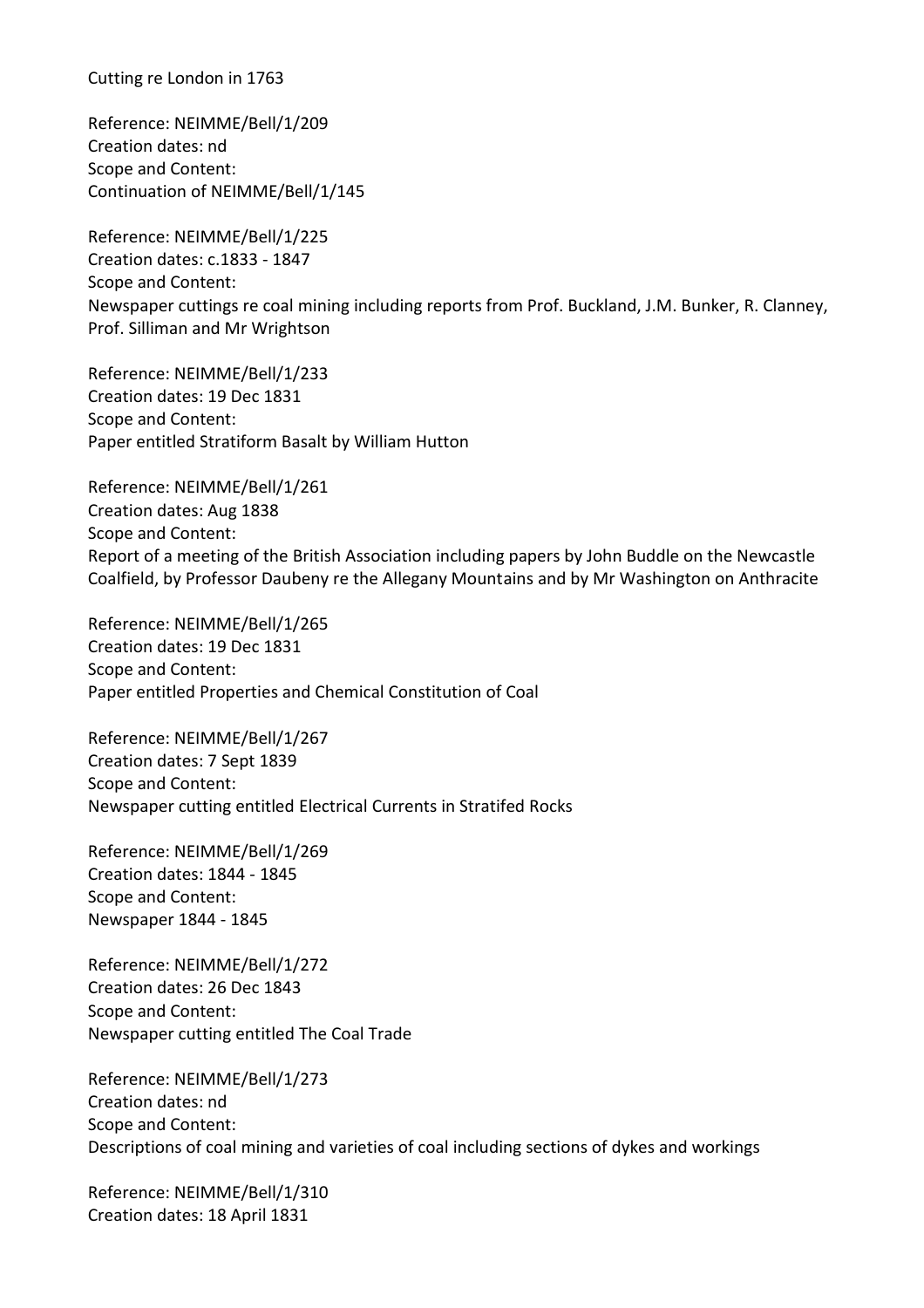Cutting re London in 1763

Reference: NEIMME/Bell/1/209
Creation dates: nd
Scope and Content:
Continuation of NEIMME/Bell/1/145

Reference: NEIMME/Bell/1/225
Creation dates: c.1833 - 1847
Scope and Content:
Newspaper cuttings re coal mining including reports from Prof. Buckland, J.M. Bunker, R. Clanney, Prof. Silliman and Mr Wrightson

Reference: NEIMME/Bell/1/233
Creation dates: 19 Dec 1831
Scope and Content:
Paper entitled Stratiform Basalt by William Hutton

Reference: NEIMME/Bell/1/261
Creation dates: Aug 1838
Scope and Content:
Report of a meeting of the British Association including papers by John Buddle on the Newcastle Coalfield, by Professor Daubeny re the Allegany Mountains and by Mr Washington on Anthracite

Reference: NEIMME/Bell/1/265
Creation dates: 19 Dec 1831
Scope and Content:
Paper entitled Properties and Chemical Constitution of Coal

Reference: NEIMME/Bell/1/267
Creation dates: 7 Sept 1839
Scope and Content:
Newspaper cutting entitled Electrical Currents in Stratifed Rocks

Reference: NEIMME/Bell/1/269
Creation dates: 1844 - 1845
Scope and Content:
Newspaper 1844 - 1845

Reference: NEIMME/Bell/1/272
Creation dates: 26 Dec 1843
Scope and Content:
Newspaper cutting entitled The Coal Trade

Reference: NEIMME/Bell/1/273
Creation dates: nd
Scope and Content:
Descriptions of coal mining and varieties of coal including sections of dykes and workings

Reference: NEIMME/Bell/1/310
Creation dates: 18 April 1831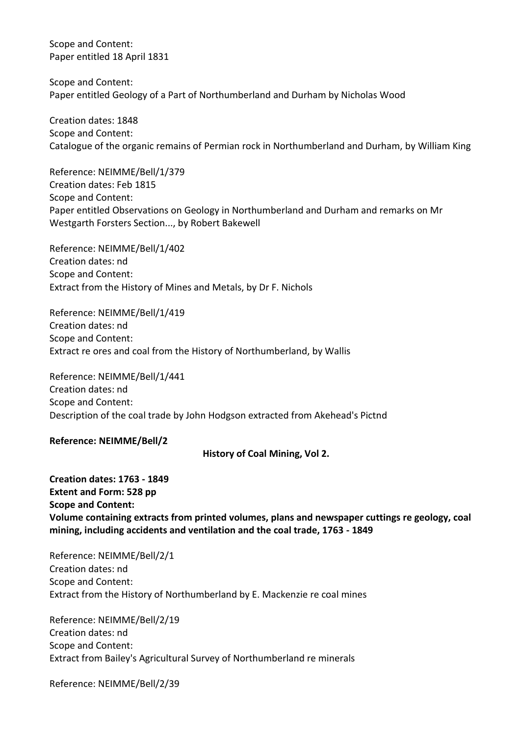Scope and Content:
Paper entitled 18 April 1831

Scope and Content:
Paper entitled Geology of a Part of Northumberland and Durham by Nicholas Wood

Creation dates: 1848
Scope and Content:
Catalogue of the organic remains of Permian rock in Northumberland and Durham, by William King

Reference: NEIMME/Bell/1/379
Creation dates: Feb 1815
Scope and Content:
Paper entitled Observations on Geology in Northumberland and Durham and remarks on Mr Westgarth Forsters Section..., by Robert Bakewell

Reference: NEIMME/Bell/1/402
Creation dates: nd
Scope and Content:
Extract from the History of Mines and Metals, by Dr F. Nichols

Reference: NEIMME/Bell/1/419
Creation dates: nd
Scope and Content:
Extract re ores and coal from the History of Northumberland, by Wallis

Reference: NEIMME/Bell/1/441
Creation dates: nd
Scope and Content:
Description of the coal trade by John Hodgson extracted from Akehead's Pictnd

**Reference: NEIMME/Bell/2**

**History of Coal Mining, Vol 2.**

**Creation dates: 1763 - 1849**
**Extent and Form: 528 pp**
**Scope and Content:**
**Volume containing extracts from printed volumes, plans and newspaper cuttings re geology, coal mining, including accidents and ventilation and the coal trade, 1763 - 1849**

Reference: NEIMME/Bell/2/1
Creation dates: nd
Scope and Content:
Extract from the History of Northumberland by E. Mackenzie re coal mines

Reference: NEIMME/Bell/2/19
Creation dates: nd
Scope and Content:
Extract from Bailey's Agricultural Survey of Northumberland re minerals

Reference: NEIMME/Bell/2/39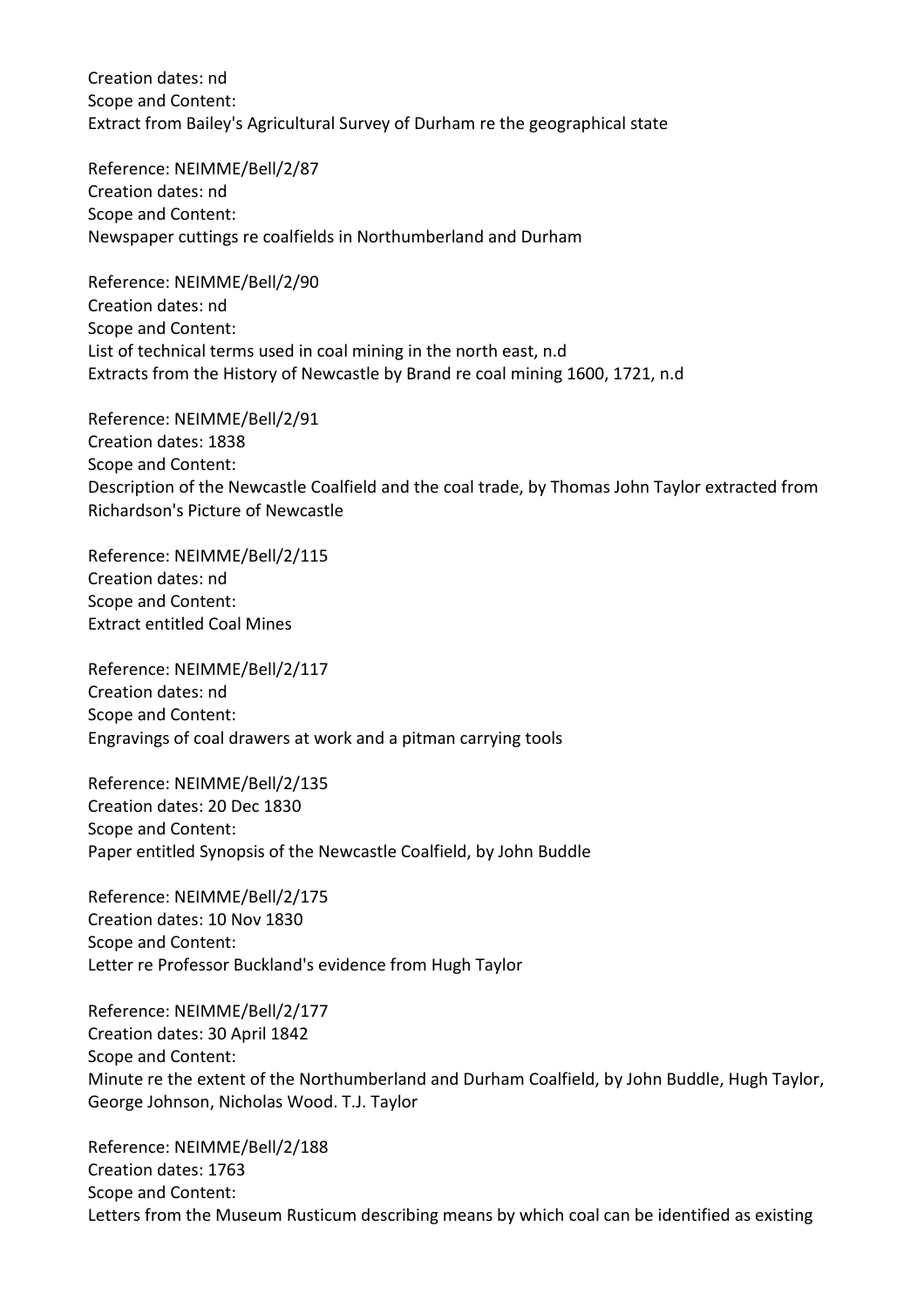Creation dates: nd
Scope and Content:
Extract from Bailey's Agricultural Survey of Durham re the geographical state

Reference: NEIMME/Bell/2/87
Creation dates: nd
Scope and Content:
Newspaper cuttings re coalfields in Northumberland and Durham

Reference: NEIMME/Bell/2/90
Creation dates: nd
Scope and Content:
List of technical terms used in coal mining in the north east, n.d
Extracts from the History of Newcastle by Brand re coal mining 1600, 1721, n.d

Reference: NEIMME/Bell/2/91
Creation dates: 1838
Scope and Content:
Description of the Newcastle Coalfield and the coal trade, by Thomas John Taylor extracted from Richardson's Picture of Newcastle

Reference: NEIMME/Bell/2/115
Creation dates: nd
Scope and Content:
Extract entitled Coal Mines

Reference: NEIMME/Bell/2/117
Creation dates: nd
Scope and Content:
Engravings of coal drawers at work and a pitman carrying tools

Reference: NEIMME/Bell/2/135
Creation dates: 20 Dec 1830
Scope and Content:
Paper entitled Synopsis of the Newcastle Coalfield, by John Buddle

Reference: NEIMME/Bell/2/175
Creation dates: 10 Nov 1830
Scope and Content:
Letter re Professor Buckland's evidence from Hugh Taylor

Reference: NEIMME/Bell/2/177
Creation dates: 30 April 1842
Scope and Content:
Minute re the extent of the Northumberland and Durham Coalfield, by John Buddle, Hugh Taylor, George Johnson, Nicholas Wood. T.J. Taylor

Reference: NEIMME/Bell/2/188
Creation dates: 1763
Scope and Content:
Letters from the Museum Rusticum describing means by which coal can be identified as existing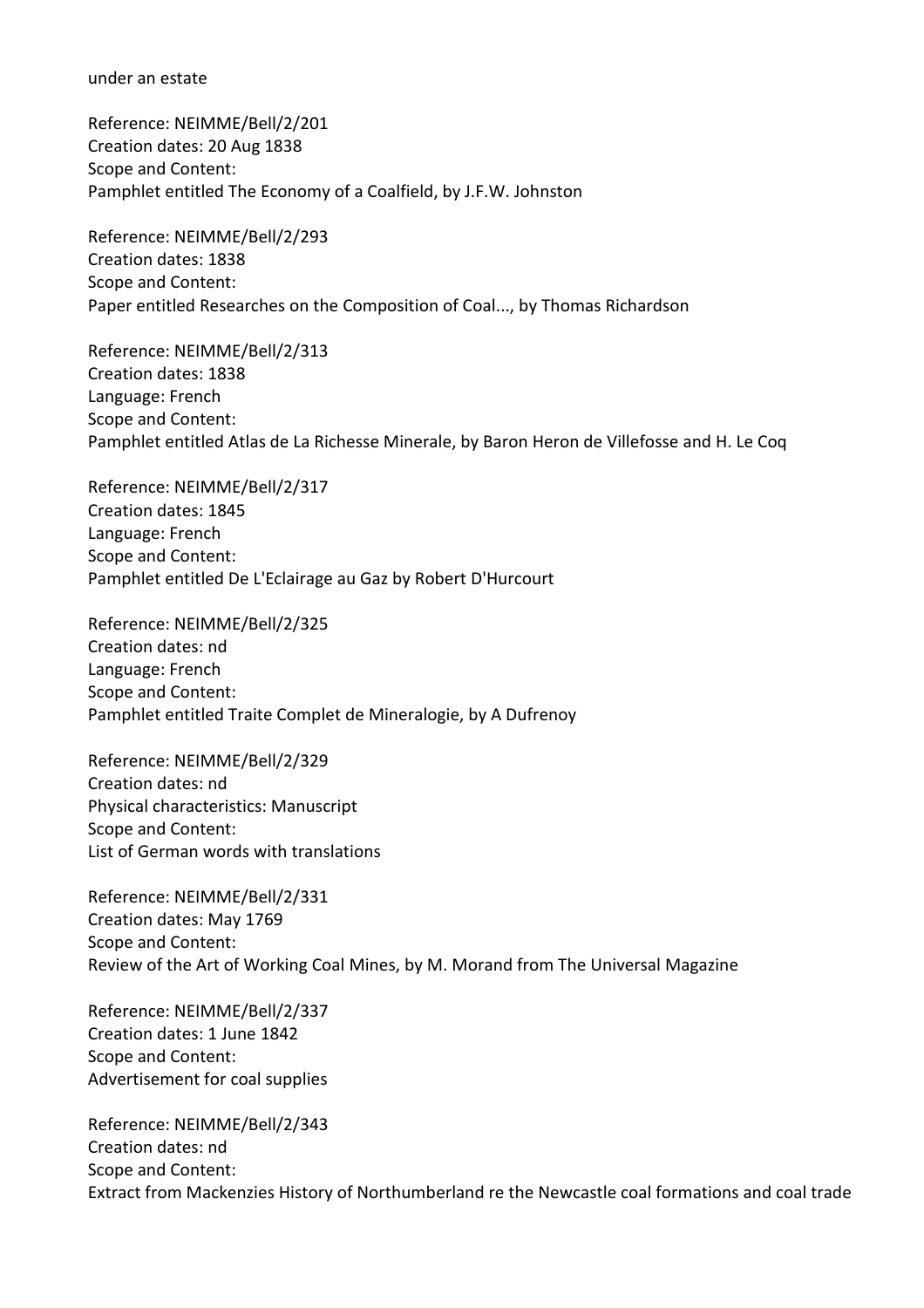under an estate

Reference: NEIMME/Bell/2/201
Creation dates: 20 Aug 1838
Scope and Content:
Pamphlet entitled The Economy of a Coalfield, by J.F.W. Johnston

Reference: NEIMME/Bell/2/293
Creation dates: 1838
Scope and Content:
Paper entitled Researches on the Composition of Coal..., by Thomas Richardson

Reference: NEIMME/Bell/2/313
Creation dates: 1838
Language: French
Scope and Content:
Pamphlet entitled Atlas de La Richesse Minerale, by Baron Heron de Villefosse and H. Le Coq

Reference: NEIMME/Bell/2/317
Creation dates: 1845
Language: French
Scope and Content:
Pamphlet entitled De L'Eclairage au Gaz by Robert D'Hurcourt

Reference: NEIMME/Bell/2/325
Creation dates: nd
Language: French
Scope and Content:
Pamphlet entitled Traite Complet de Mineralogie, by A Dufrenoy

Reference: NEIMME/Bell/2/329
Creation dates: nd
Physical characteristics: Manuscript
Scope and Content:
List of German words with translations

Reference: NEIMME/Bell/2/331
Creation dates: May 1769
Scope and Content:
Review of the Art of Working Coal Mines, by M. Morand from The Universal Magazine

Reference: NEIMME/Bell/2/337
Creation dates: 1 June 1842
Scope and Content:
Advertisement for coal supplies

Reference: NEIMME/Bell/2/343
Creation dates: nd
Scope and Content:
Extract from Mackenzies History of Northumberland re the Newcastle coal formations and coal trade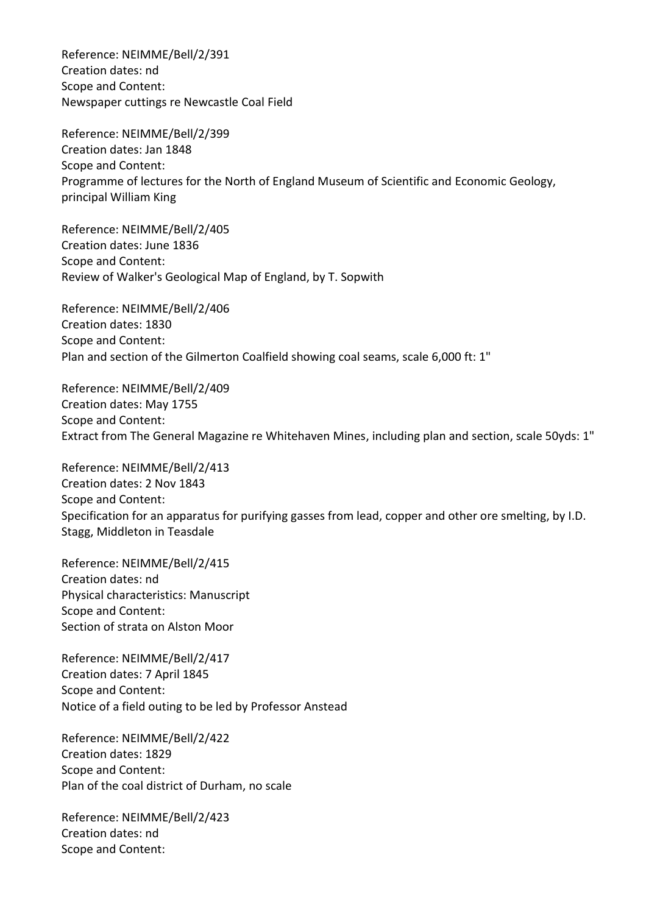Reference: NEIMME/Bell/2/391
Creation dates: nd
Scope and Content:
Newspaper cuttings re Newcastle Coal Field

Reference: NEIMME/Bell/2/399
Creation dates: Jan 1848
Scope and Content:
Programme of lectures for the North of England Museum of Scientific and Economic Geology, principal William King

Reference: NEIMME/Bell/2/405
Creation dates: June 1836
Scope and Content:
Review of Walker's Geological Map of England, by T. Sopwith

Reference: NEIMME/Bell/2/406
Creation dates: 1830
Scope and Content:
Plan and section of the Gilmerton Coalfield showing coal seams, scale 6,000 ft: 1"

Reference: NEIMME/Bell/2/409
Creation dates: May 1755
Scope and Content:
Extract from The General Magazine re Whitehaven Mines, including plan and section, scale 50yds: 1"

Reference: NEIMME/Bell/2/413
Creation dates: 2 Nov 1843
Scope and Content:
Specification for an apparatus for purifying gasses from lead, copper and other ore smelting, by I.D. Stagg, Middleton in Teasdale

Reference: NEIMME/Bell/2/415
Creation dates: nd
Physical characteristics: Manuscript
Scope and Content:
Section of strata on Alston Moor

Reference: NEIMME/Bell/2/417
Creation dates: 7 April 1845
Scope and Content:
Notice of a field outing to be led by Professor Anstead

Reference: NEIMME/Bell/2/422
Creation dates: 1829
Scope and Content:
Plan of the coal district of Durham, no scale

Reference: NEIMME/Bell/2/423
Creation dates: nd
Scope and Content: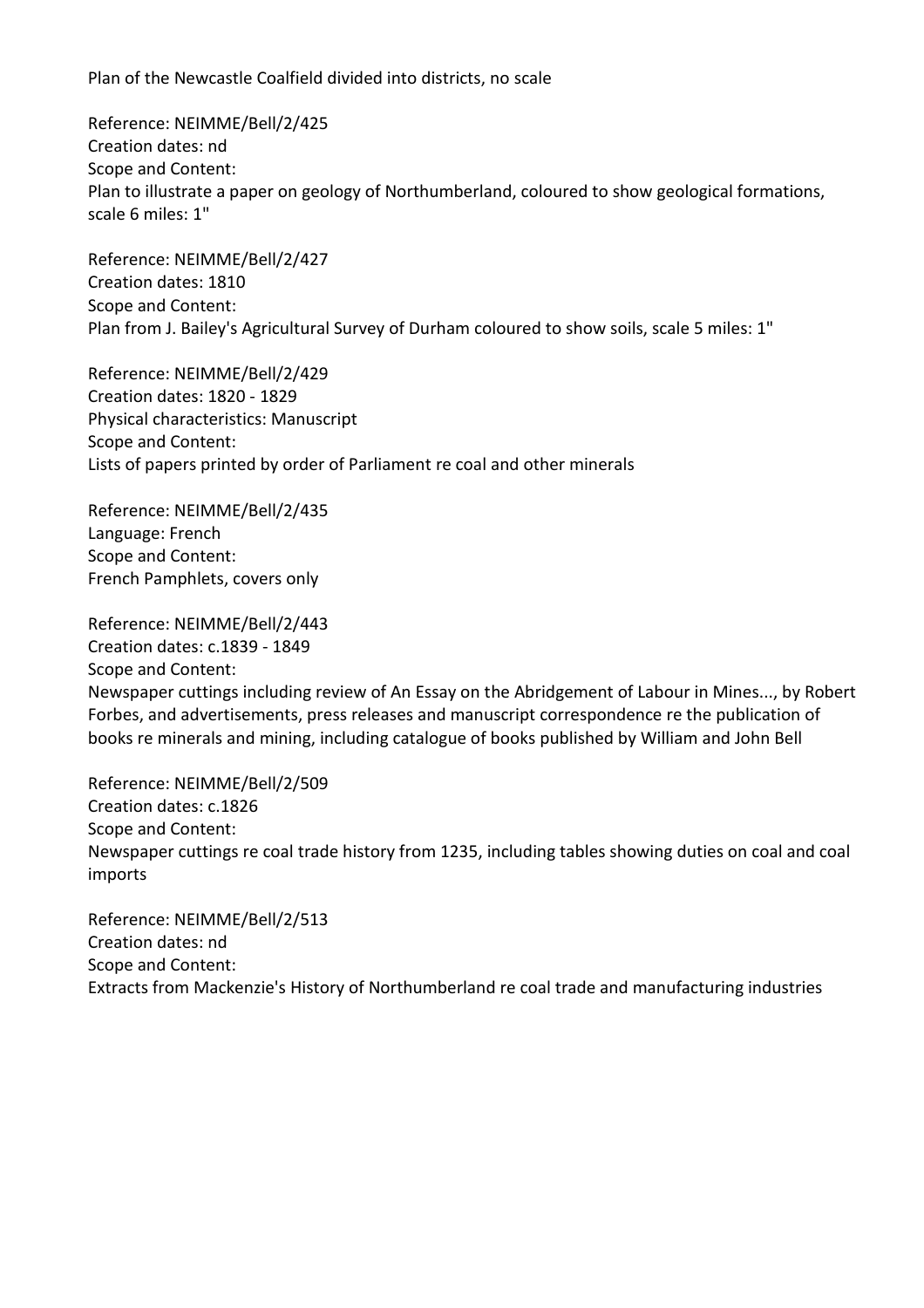Plan of the Newcastle Coalfield divided into districts, no scale

Reference: NEIMME/Bell/2/425
Creation dates: nd
Scope and Content:
Plan to illustrate a paper on geology of Northumberland, coloured to show geological formations, scale 6 miles: 1"

Reference: NEIMME/Bell/2/427
Creation dates: 1810
Scope and Content:
Plan from J. Bailey's Agricultural Survey of Durham coloured to show soils, scale 5 miles: 1"

Reference: NEIMME/Bell/2/429
Creation dates: 1820 - 1829
Physical characteristics: Manuscript
Scope and Content:
Lists of papers printed by order of Parliament re coal and other minerals

Reference: NEIMME/Bell/2/435
Language: French
Scope and Content:
French Pamphlets, covers only

Reference: NEIMME/Bell/2/443
Creation dates: c.1839 - 1849
Scope and Content:
Newspaper cuttings including review of An Essay on the Abridgement of Labour in Mines..., by Robert Forbes, and advertisements, press releases and manuscript correspondence re the publication of books re minerals and mining, including catalogue of books published by William and John Bell

Reference: NEIMME/Bell/2/509
Creation dates: c.1826
Scope and Content:
Newspaper cuttings re coal trade history from 1235, including tables showing duties on coal and coal imports

Reference: NEIMME/Bell/2/513
Creation dates: nd
Scope and Content:
Extracts from Mackenzie's History of Northumberland re coal trade and manufacturing industries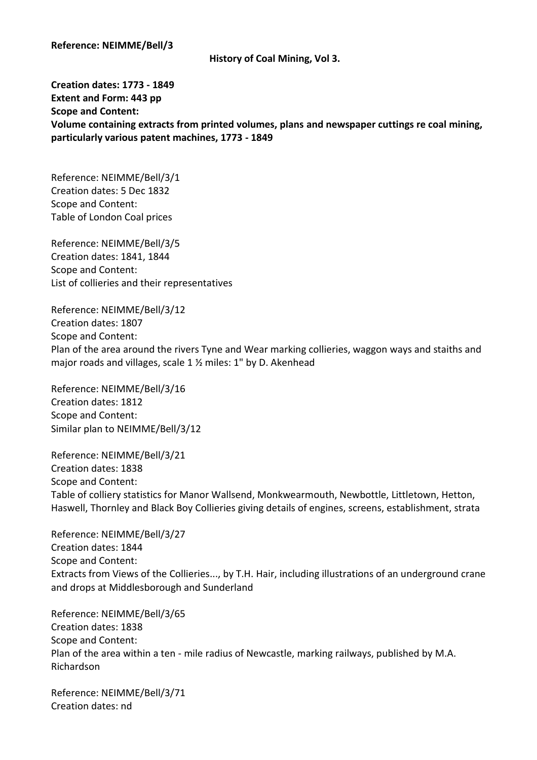**Reference: NEIMME/Bell/3**

**History of Coal Mining, Vol 3.**

**Creation dates: 1773 - 1849**
**Extent and Form: 443 pp**
**Scope and Content:**
**Volume containing extracts from printed volumes, plans and newspaper cuttings re coal mining, particularly various patent machines, 1773 - 1849**

Reference: NEIMME/Bell/3/1
Creation dates: 5 Dec 1832
Scope and Content:
Table of London Coal prices

Reference: NEIMME/Bell/3/5
Creation dates: 1841, 1844
Scope and Content:
List of collieries and their representatives

Reference: NEIMME/Bell/3/12
Creation dates: 1807
Scope and Content:
Plan of the area around the rivers Tyne and Wear marking collieries, waggon ways and staiths and major roads and villages, scale 1 ½ miles: 1" by D. Akenhead

Reference: NEIMME/Bell/3/16
Creation dates: 1812
Scope and Content:
Similar plan to NEIMME/Bell/3/12

Reference: NEIMME/Bell/3/21
Creation dates: 1838
Scope and Content:
Table of colliery statistics for Manor Wallsend, Monkwearmouth, Newbottle, Littletown, Hetton, Haswell, Thornley and Black Boy Collieries giving details of engines, screens, establishment, strata

Reference: NEIMME/Bell/3/27
Creation dates: 1844
Scope and Content:
Extracts from Views of the Collieries..., by T.H. Hair, including illustrations of an underground crane and drops at Middlesborough and Sunderland

Reference: NEIMME/Bell/3/65
Creation dates: 1838
Scope and Content:
Plan of the area within a ten - mile radius of Newcastle, marking railways, published by M.A. Richardson

Reference: NEIMME/Bell/3/71
Creation dates: nd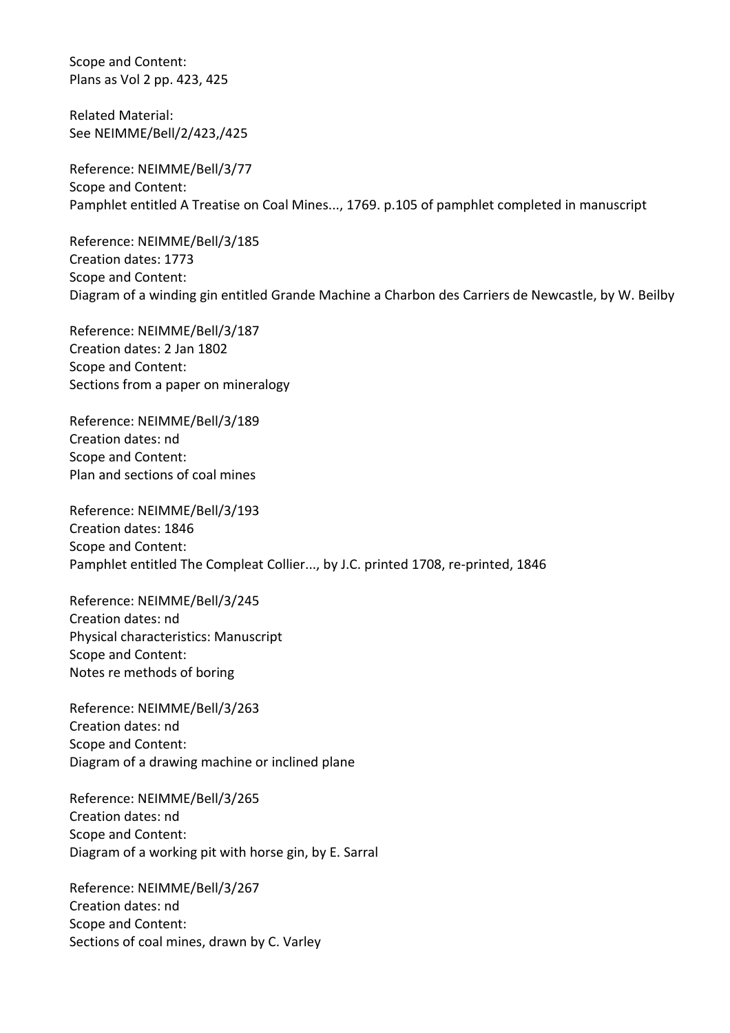Scope and Content:
Plans as Vol 2 pp. 423, 425

Related Material:
See NEIMME/Bell/2/423,/425

Reference: NEIMME/Bell/3/77
Scope and Content:
Pamphlet entitled A Treatise on Coal Mines..., 1769. p.105 of pamphlet completed in manuscript

Reference: NEIMME/Bell/3/185
Creation dates: 1773
Scope and Content:
Diagram of a winding gin entitled Grande Machine a Charbon des Carriers de Newcastle, by W. Beilby

Reference: NEIMME/Bell/3/187
Creation dates: 2 Jan 1802
Scope and Content:
Sections from a paper on mineralogy

Reference: NEIMME/Bell/3/189
Creation dates: nd
Scope and Content:
Plan and sections of coal mines

Reference: NEIMME/Bell/3/193
Creation dates: 1846
Scope and Content:
Pamphlet entitled The Compleat Collier..., by J.C. printed 1708, re-printed, 1846

Reference: NEIMME/Bell/3/245
Creation dates: nd
Physical characteristics: Manuscript
Scope and Content:
Notes re methods of boring

Reference: NEIMME/Bell/3/263
Creation dates: nd
Scope and Content:
Diagram of a drawing machine or inclined plane

Reference: NEIMME/Bell/3/265
Creation dates: nd
Scope and Content:
Diagram of a working pit with horse gin, by E. Sarral

Reference: NEIMME/Bell/3/267
Creation dates: nd
Scope and Content:
Sections of coal mines, drawn by C. Varley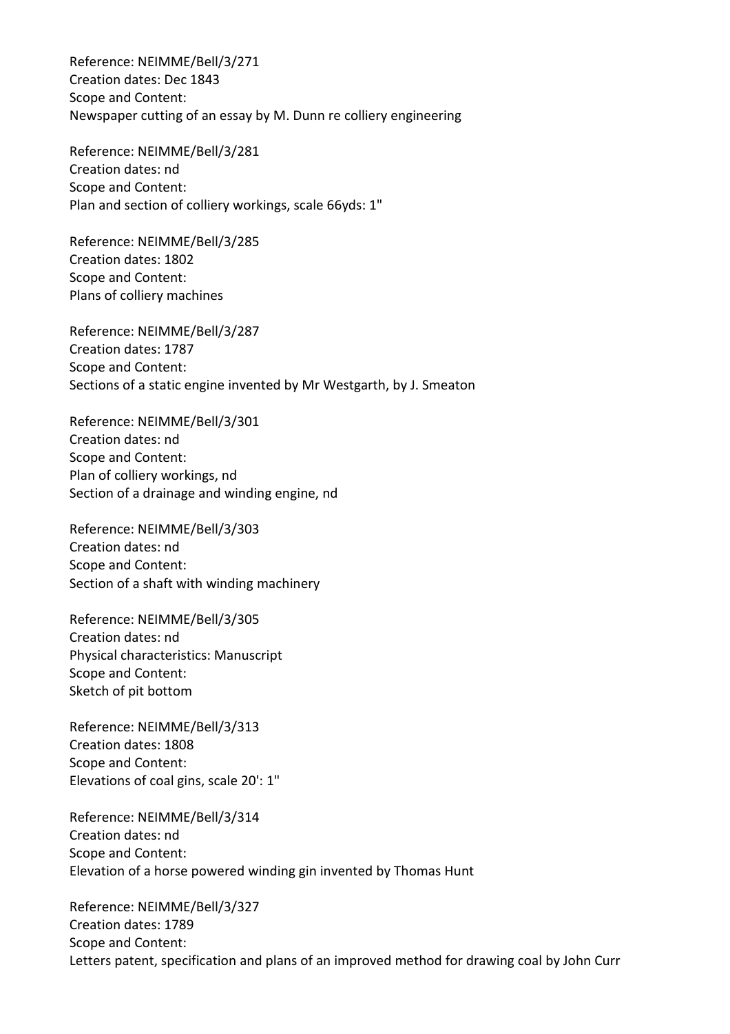Reference: NEIMME/Bell/3/271
Creation dates: Dec 1843
Scope and Content:
Newspaper cutting of an essay by M. Dunn re colliery engineering

Reference: NEIMME/Bell/3/281
Creation dates: nd
Scope and Content:
Plan and section of colliery workings, scale 66yds: 1"

Reference: NEIMME/Bell/3/285
Creation dates: 1802
Scope and Content:
Plans of colliery machines

Reference: NEIMME/Bell/3/287
Creation dates: 1787
Scope and Content:
Sections of a static engine invented by Mr Westgarth, by J. Smeaton

Reference: NEIMME/Bell/3/301
Creation dates: nd
Scope and Content:
Plan of colliery workings, nd
Section of a drainage and winding engine, nd

Reference: NEIMME/Bell/3/303
Creation dates: nd
Scope and Content:
Section of a shaft with winding machinery

Reference: NEIMME/Bell/3/305
Creation dates: nd
Physical characteristics: Manuscript
Scope and Content:
Sketch of pit bottom

Reference: NEIMME/Bell/3/313
Creation dates: 1808
Scope and Content:
Elevations of coal gins, scale 20': 1"

Reference: NEIMME/Bell/3/314
Creation dates: nd
Scope and Content:
Elevation of a horse powered winding gin invented by Thomas Hunt

Reference: NEIMME/Bell/3/327
Creation dates: 1789
Scope and Content:
Letters patent, specification and plans of an improved method for drawing coal by John Curr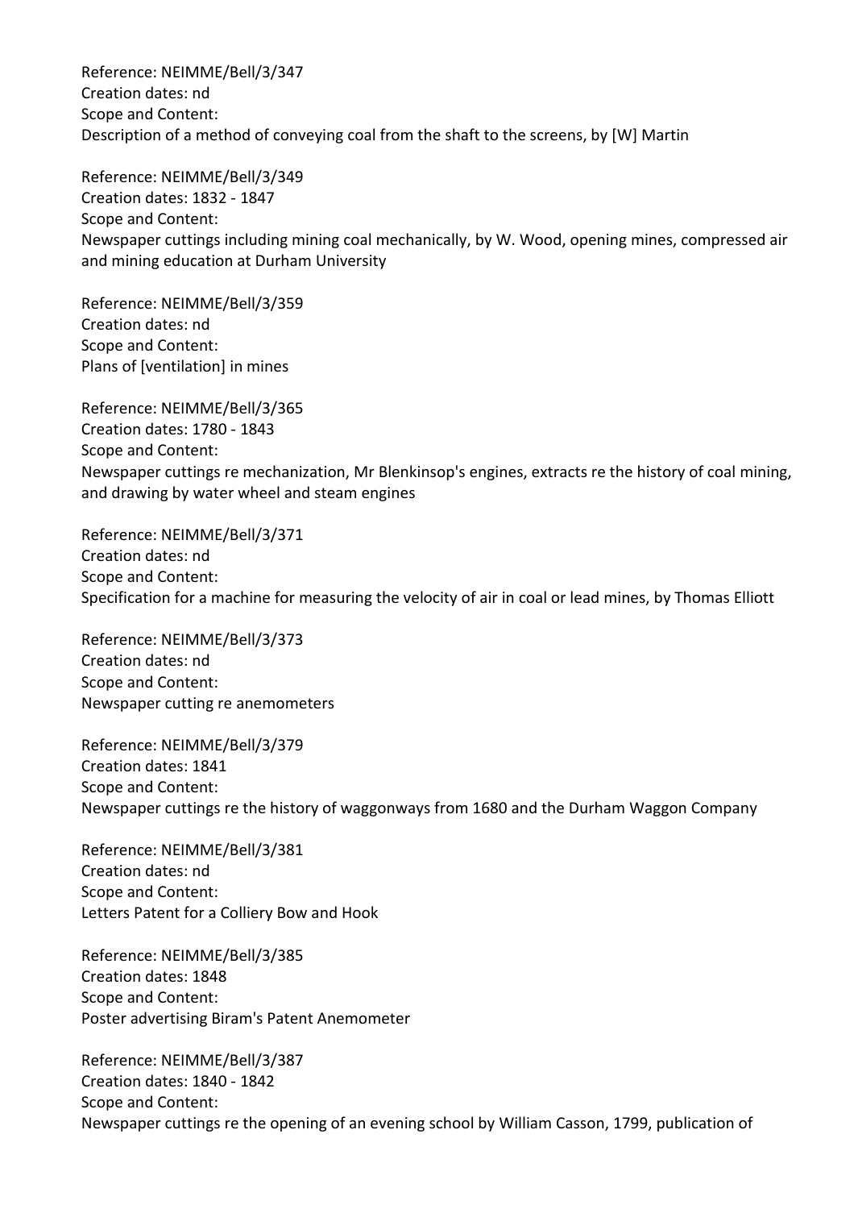Reference: NEIMME/Bell/3/347
Creation dates: nd
Scope and Content:
Description of a method of conveying coal from the shaft to the screens, by [W] Martin

Reference: NEIMME/Bell/3/349
Creation dates: 1832 - 1847
Scope and Content:
Newspaper cuttings including mining coal mechanically, by W. Wood, opening mines, compressed air and mining education at Durham University

Reference: NEIMME/Bell/3/359
Creation dates: nd
Scope and Content:
Plans of [ventilation] in mines

Reference: NEIMME/Bell/3/365
Creation dates: 1780 - 1843
Scope and Content:
Newspaper cuttings re mechanization, Mr Blenkinsop's engines, extracts re the history of coal mining, and drawing by water wheel and steam engines

Reference: NEIMME/Bell/3/371
Creation dates: nd
Scope and Content:
Specification for a machine for measuring the velocity of air in coal or lead mines, by Thomas Elliott

Reference: NEIMME/Bell/3/373
Creation dates: nd
Scope and Content:
Newspaper cutting re anemometers

Reference: NEIMME/Bell/3/379
Creation dates: 1841
Scope and Content:
Newspaper cuttings re the history of waggonways from 1680 and the Durham Waggon Company

Reference: NEIMME/Bell/3/381
Creation dates: nd
Scope and Content:
Letters Patent for a Colliery Bow and Hook

Reference: NEIMME/Bell/3/385
Creation dates: 1848
Scope and Content:
Poster advertising Biram's Patent Anemometer

Reference: NEIMME/Bell/3/387
Creation dates: 1840 - 1842
Scope and Content:
Newspaper cuttings re the opening of an evening school by William Casson, 1799, publication of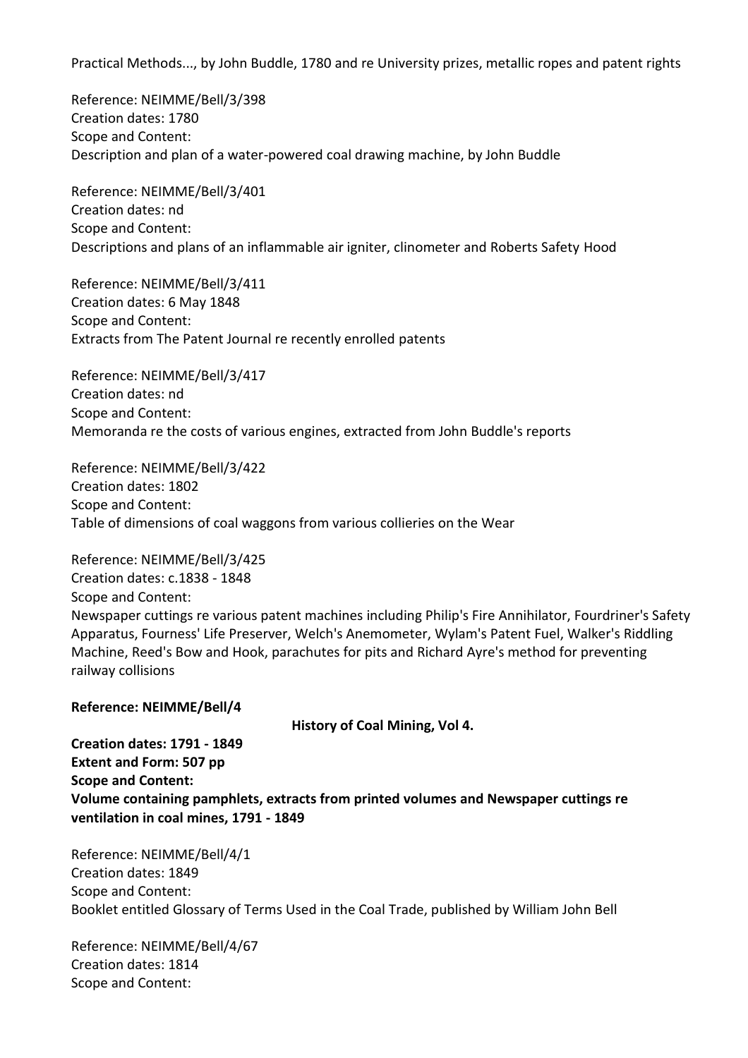Practical Methods..., by John Buddle, 1780 and re University prizes, metallic ropes and patent rights

Reference: NEIMME/Bell/3/398
Creation dates: 1780
Scope and Content:
Description and plan of a water-powered coal drawing machine, by John Buddle

Reference: NEIMME/Bell/3/401
Creation dates: nd
Scope and Content:
Descriptions and plans of an inflammable air igniter, clinometer and Roberts Safety Hood

Reference: NEIMME/Bell/3/411
Creation dates: 6 May 1848
Scope and Content:
Extracts from The Patent Journal re recently enrolled patents

Reference: NEIMME/Bell/3/417
Creation dates: nd
Scope and Content:
Memoranda re the costs of various engines, extracted from John Buddle's reports

Reference: NEIMME/Bell/3/422
Creation dates: 1802
Scope and Content:
Table of dimensions of coal waggons from various collieries on the Wear

Reference: NEIMME/Bell/3/425
Creation dates: c.1838 - 1848
Scope and Content:
Newspaper cuttings re various patent machines including Philip's Fire Annihilator, Fourdriner's Safety Apparatus, Fourness' Life Preserver, Welch's Anemometer, Wylam's Patent Fuel, Walker's Riddling Machine, Reed's Bow and Hook, parachutes for pits and Richard Ayre's method for preventing railway collisions

**Reference: NEIMME/Bell/4**

**History of Coal Mining, Vol 4.**

**Creation dates: 1791 - 1849**
**Extent and Form: 507 pp**
**Scope and Content:**
**Volume containing pamphlets, extracts from printed volumes and Newspaper cuttings re ventilation in coal mines, 1791 - 1849**

Reference: NEIMME/Bell/4/1
Creation dates: 1849
Scope and Content:
Booklet entitled Glossary of Terms Used in the Coal Trade, published by William John Bell

Reference: NEIMME/Bell/4/67
Creation dates: 1814
Scope and Content: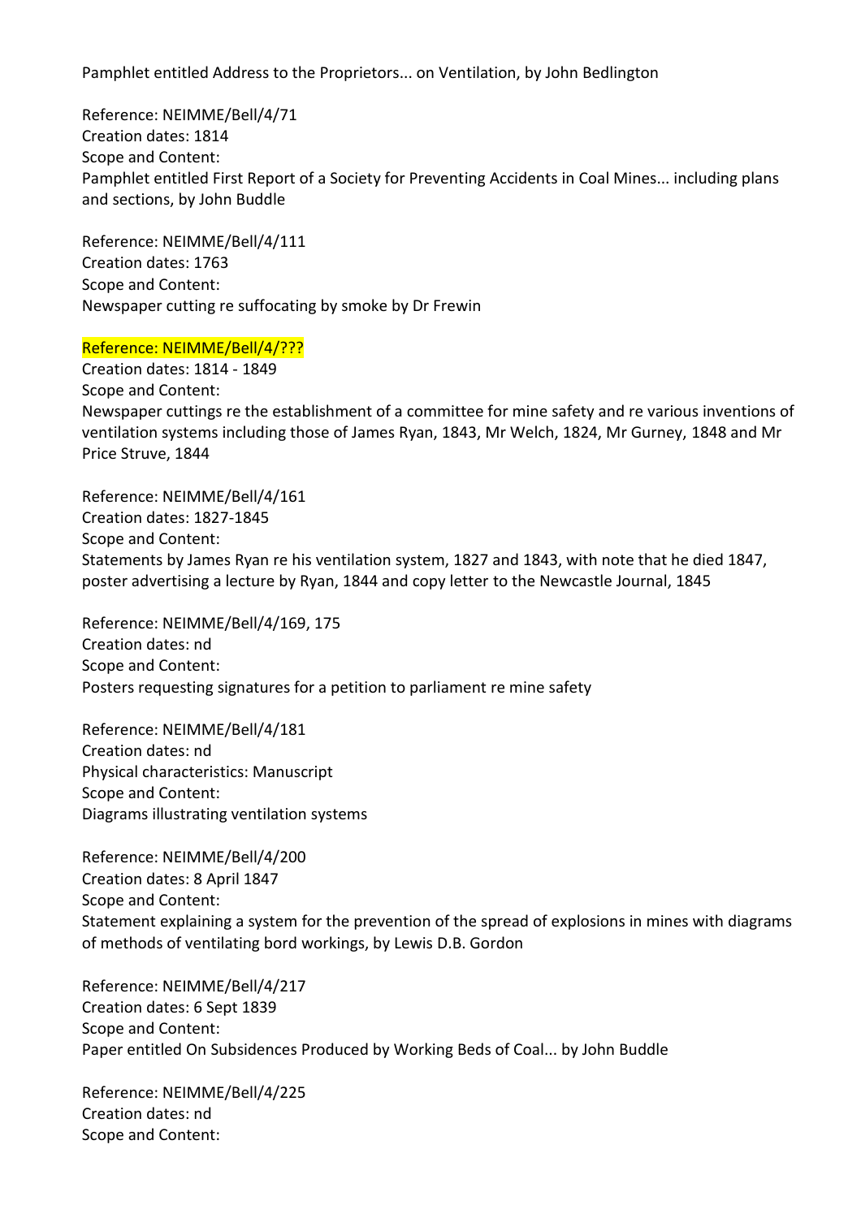Pamphlet entitled Address to the Proprietors... on Ventilation, by John Bedlington

Reference: NEIMME/Bell/4/71
Creation dates: 1814
Scope and Content:
Pamphlet entitled First Report of a Society for Preventing Accidents in Coal Mines... including plans and sections, by John Buddle

Reference: NEIMME/Bell/4/111
Creation dates: 1763
Scope and Content:
Newspaper cutting re suffocating by smoke by Dr Frewin

Reference: NEIMME/Bell/4/???
Creation dates: 1814 - 1849
Scope and Content:
Newspaper cuttings re the establishment of a committee for mine safety and re various inventions of ventilation systems including those of James Ryan, 1843, Mr Welch, 1824, Mr Gurney, 1848 and Mr Price Struve, 1844

Reference: NEIMME/Bell/4/161
Creation dates: 1827-1845
Scope and Content:
Statements by James Ryan re his ventilation system, 1827 and 1843, with note that he died 1847, poster advertising a lecture by Ryan, 1844 and copy letter to the Newcastle Journal, 1845

Reference: NEIMME/Bell/4/169, 175
Creation dates: nd
Scope and Content:
Posters requesting signatures for a petition to parliament re mine safety

Reference: NEIMME/Bell/4/181
Creation dates: nd
Physical characteristics: Manuscript
Scope and Content:
Diagrams illustrating ventilation systems

Reference: NEIMME/Bell/4/200
Creation dates: 8 April 1847
Scope and Content:
Statement explaining a system for the prevention of the spread of explosions in mines with diagrams of methods of ventilating bord workings, by Lewis D.B. Gordon

Reference: NEIMME/Bell/4/217
Creation dates: 6 Sept 1839
Scope and Content:
Paper entitled On Subsidences Produced by Working Beds of Coal... by John Buddle

Reference: NEIMME/Bell/4/225
Creation dates: nd
Scope and Content: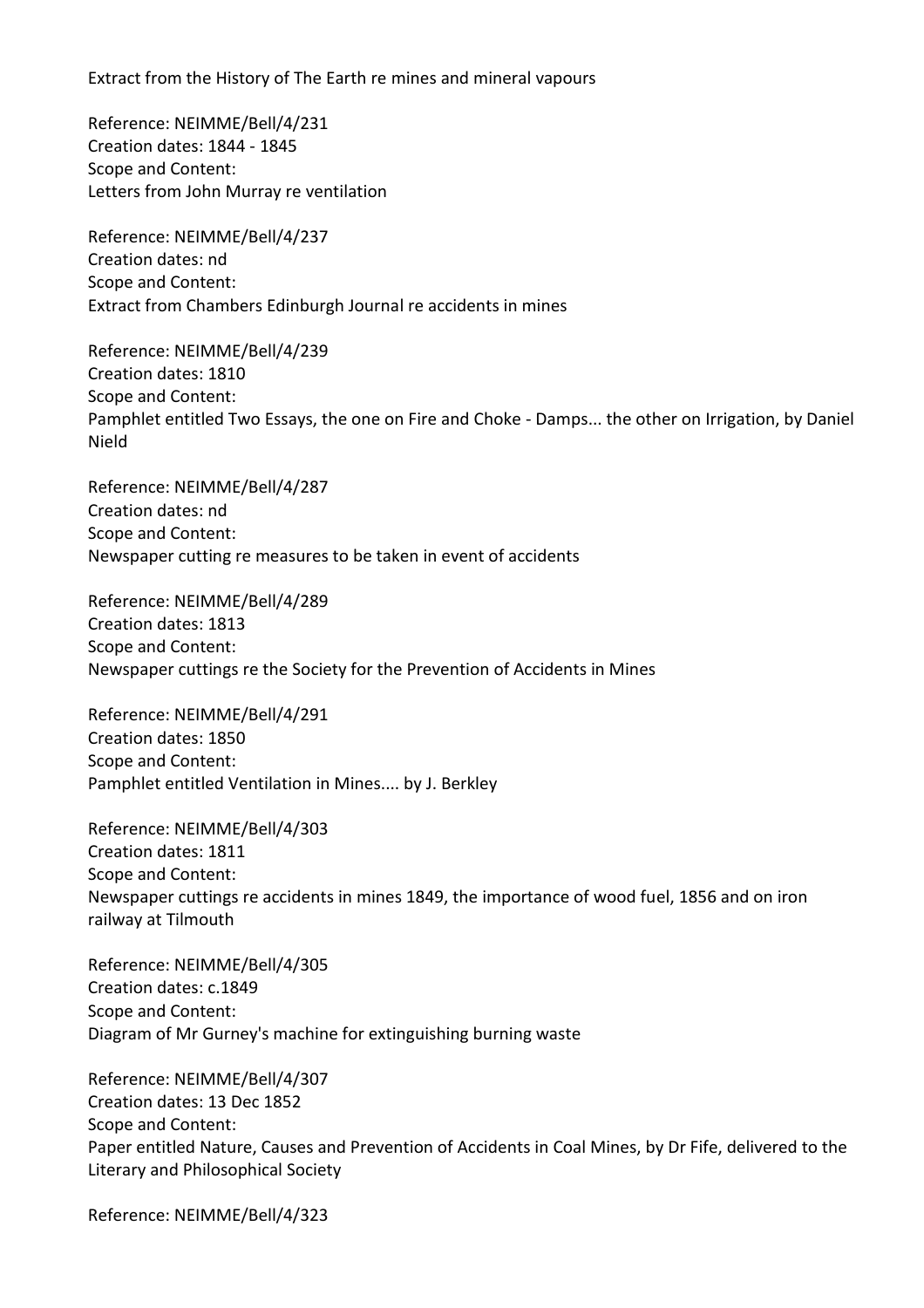Extract from the History of The Earth re mines and mineral vapours

Reference: NEIMME/Bell/4/231
Creation dates: 1844 - 1845
Scope and Content:
Letters from John Murray re ventilation

Reference: NEIMME/Bell/4/237
Creation dates: nd
Scope and Content:
Extract from Chambers Edinburgh Journal re accidents in mines

Reference: NEIMME/Bell/4/239
Creation dates: 1810
Scope and Content:
Pamphlet entitled Two Essays, the one on Fire and Choke - Damps... the other on Irrigation, by Daniel Nield

Reference: NEIMME/Bell/4/287
Creation dates: nd
Scope and Content:
Newspaper cutting re measures to be taken in event of accidents

Reference: NEIMME/Bell/4/289
Creation dates: 1813
Scope and Content:
Newspaper cuttings re the Society for the Prevention of Accidents in Mines

Reference: NEIMME/Bell/4/291
Creation dates: 1850
Scope and Content:
Pamphlet entitled Ventilation in Mines.... by J. Berkley

Reference: NEIMME/Bell/4/303
Creation dates: 1811
Scope and Content:
Newspaper cuttings re accidents in mines 1849, the importance of wood fuel, 1856 and on iron railway at Tilmouth

Reference: NEIMME/Bell/4/305
Creation dates: c.1849
Scope and Content:
Diagram of Mr Gurney's machine for extinguishing burning waste

Reference: NEIMME/Bell/4/307
Creation dates: 13 Dec 1852
Scope and Content:
Paper entitled Nature, Causes and Prevention of Accidents in Coal Mines, by Dr Fife, delivered to the Literary and Philosophical Society

Reference: NEIMME/Bell/4/323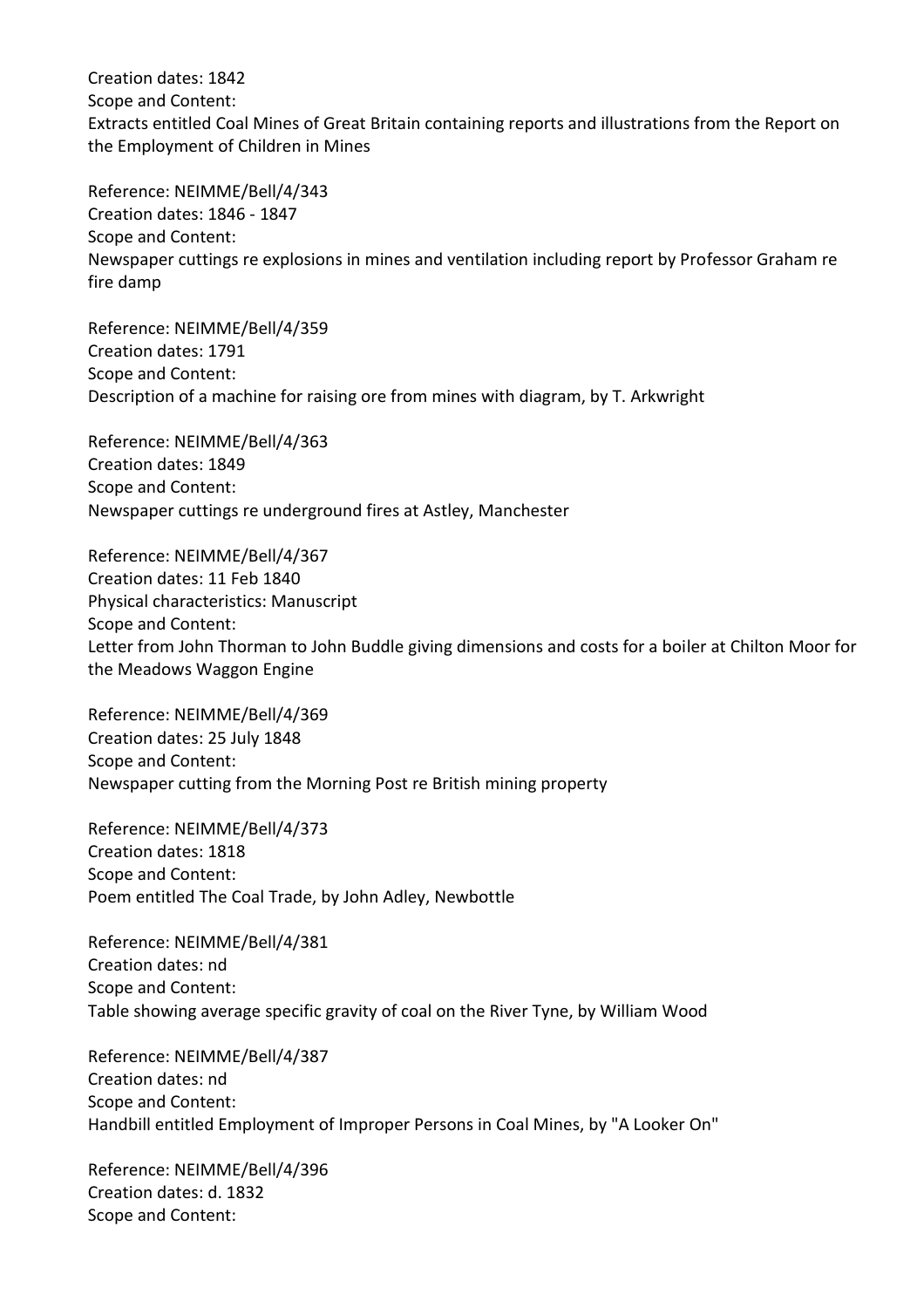Creation dates: 1842
Scope and Content:
Extracts entitled Coal Mines of Great Britain containing reports and illustrations from the Report on the Employment of Children in Mines

Reference: NEIMME/Bell/4/343
Creation dates: 1846 - 1847
Scope and Content:
Newspaper cuttings re explosions in mines and ventilation including report by Professor Graham re fire damp

Reference: NEIMME/Bell/4/359
Creation dates: 1791
Scope and Content:
Description of a machine for raising ore from mines with diagram, by T. Arkwright

Reference: NEIMME/Bell/4/363
Creation dates: 1849
Scope and Content:
Newspaper cuttings re underground fires at Astley, Manchester

Reference: NEIMME/Bell/4/367
Creation dates: 11 Feb 1840
Physical characteristics: Manuscript
Scope and Content:
Letter from John Thorman to John Buddle giving dimensions and costs for a boiler at Chilton Moor for the Meadows Waggon Engine

Reference: NEIMME/Bell/4/369
Creation dates: 25 July 1848
Scope and Content:
Newspaper cutting from the Morning Post re British mining property

Reference: NEIMME/Bell/4/373
Creation dates: 1818
Scope and Content:
Poem entitled The Coal Trade, by John Adley, Newbottle

Reference: NEIMME/Bell/4/381
Creation dates: nd
Scope and Content:
Table showing average specific gravity of coal on the River Tyne, by William Wood

Reference: NEIMME/Bell/4/387
Creation dates: nd
Scope and Content:
Handbill entitled Employment of Improper Persons in Coal Mines, by "A Looker On"

Reference: NEIMME/Bell/4/396
Creation dates: d. 1832
Scope and Content: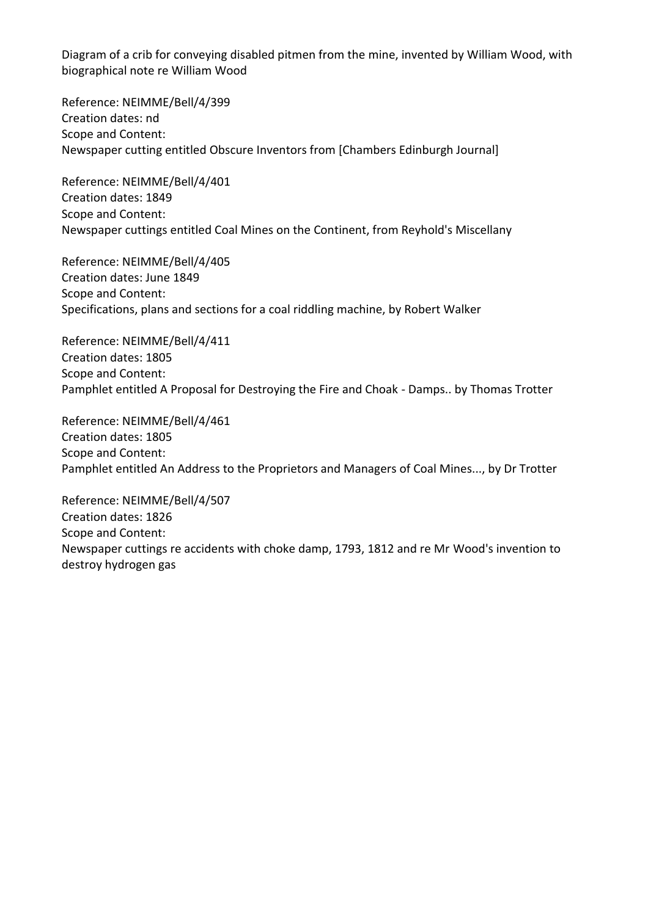Diagram of a crib for conveying disabled pitmen from the mine, invented by William Wood, with biographical note re William Wood

Reference: NEIMME/Bell/4/399
Creation dates: nd
Scope and Content:
Newspaper cutting entitled Obscure Inventors from [Chambers Edinburgh Journal]

Reference: NEIMME/Bell/4/401
Creation dates: 1849
Scope and Content:
Newspaper cuttings entitled Coal Mines on the Continent, from Reyhold's Miscellany

Reference: NEIMME/Bell/4/405
Creation dates: June 1849
Scope and Content:
Specifications, plans and sections for a coal riddling machine, by Robert Walker

Reference: NEIMME/Bell/4/411
Creation dates: 1805
Scope and Content:
Pamphlet entitled A Proposal for Destroying the Fire and Choak - Damps.. by Thomas Trotter

Reference: NEIMME/Bell/4/461
Creation dates: 1805
Scope and Content:
Pamphlet entitled An Address to the Proprietors and Managers of Coal Mines..., by Dr Trotter

Reference: NEIMME/Bell/4/507
Creation dates: 1826
Scope and Content:
Newspaper cuttings re accidents with choke damp, 1793, 1812 and re Mr Wood's invention to destroy hydrogen gas